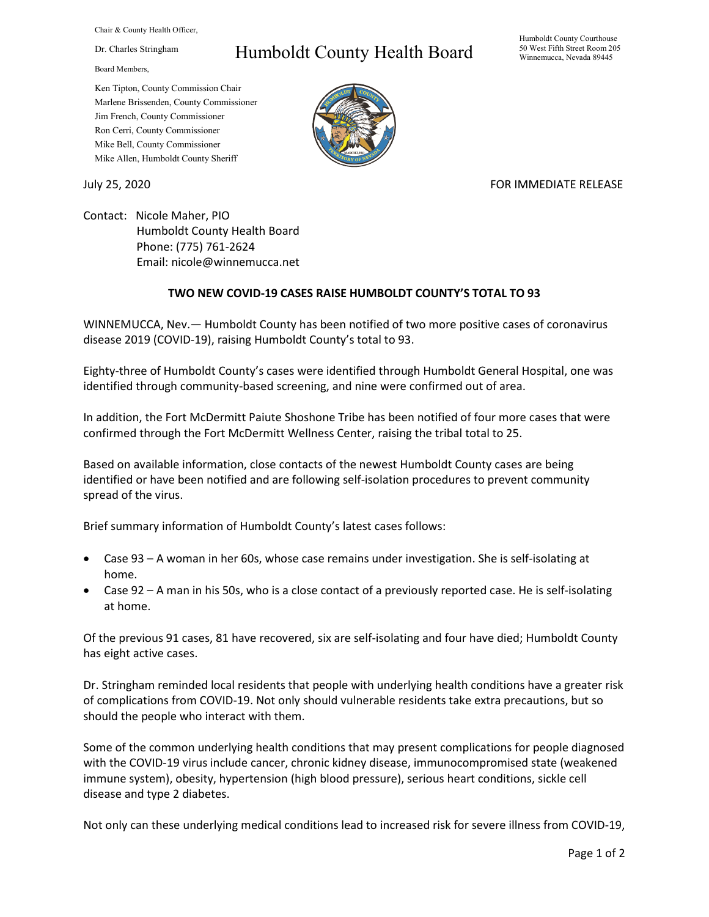Chair & County Health Officer,

Dr. Charles Stringham

# Humboldt County Health Board

Humboldt County Courthouse
50 West Fifth Street Room 205
Winnemucca, Nevada 89445

Board Members,

Ken Tipton, County Commission Chair
Marlene Brissenden, County Commissioner
Jim French, County Commissioner
Ron Cerri, County Commissioner
Mike Bell, County Commissioner
Mike Allen, Humboldt County Sheriff

July 25, 2020

FOR IMMEDIATE RELEASE

Contact: Nicole Maher, PIO
Humboldt County Health Board
Phone: (775) 761-2624
Email: nicole@winnemucca.net

**TWO NEW COVID-19 CASES RAISE HUMBOLDT COUNTY'S TOTAL TO 93**

WINNEMUCCA, Nev.— Humboldt County has been notified of two more positive cases of coronavirus disease 2019 (COVID-19), raising Humboldt County's total to 93.

Eighty-three of Humboldt County's cases were identified through Humboldt General Hospital, one was identified through community-based screening, and nine were confirmed out of area.

In addition, the Fort McDermitt Paiute Shoshone Tribe has been notified of four more cases that were confirmed through the Fort McDermitt Wellness Center, raising the tribal total to 25.

Based on available information, close contacts of the newest Humboldt County cases are being identified or have been notified and are following self-isolation procedures to prevent community spread of the virus.

Brief summary information of Humboldt County's latest cases follows:

- Case 93 – A woman in her 60s, whose case remains under investigation. She is self-isolating at home.
- Case 92 – A man in his 50s, who is a close contact of a previously reported case. He is self-isolating at home.

Of the previous 91 cases, 81 have recovered, six are self-isolating and four have died; Humboldt County has eight active cases.

Dr. Stringham reminded local residents that people with underlying health conditions have a greater risk of complications from COVID-19. Not only should vulnerable residents take extra precautions, but so should the people who interact with them.

Some of the common underlying health conditions that may present complications for people diagnosed with the COVID-19 virus include cancer, chronic kidney disease, immunocompromised state (weakened immune system), obesity, hypertension (high blood pressure), serious heart conditions, sickle cell disease and type 2 diabetes.

Not only can these underlying medical conditions lead to increased risk for severe illness from COVID-19,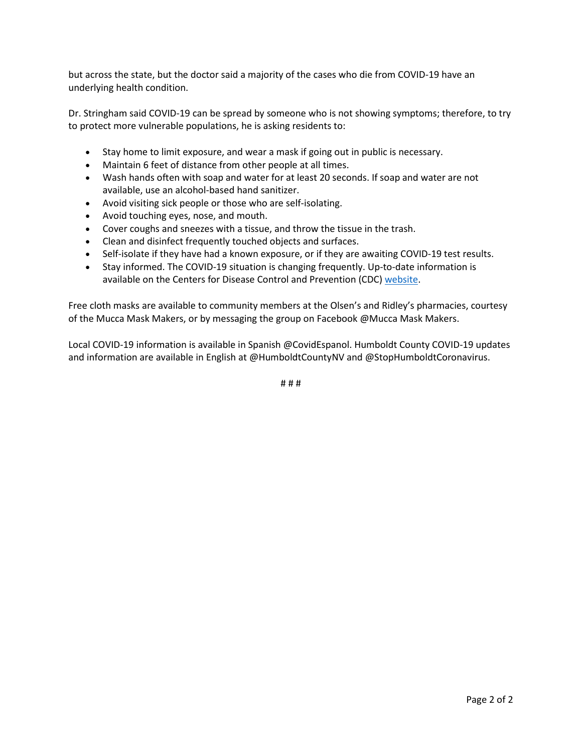but across the state, but the doctor said a majority of the cases who die from COVID-19 have an underlying health condition.

Dr. Stringham said COVID-19 can be spread by someone who is not showing symptoms; therefore, to try to protect more vulnerable populations, he is asking residents to:

- Stay home to limit exposure, and wear a mask if going out in public is necessary.
- Maintain 6 feet of distance from other people at all times.
- Wash hands often with soap and water for at least 20 seconds. If soap and water are not available, use an alcohol-based hand sanitizer.
- Avoid visiting sick people or those who are self-isolating.
- Avoid touching eyes, nose, and mouth.
- Cover coughs and sneezes with a tissue, and throw the tissue in the trash.
- Clean and disinfect frequently touched objects and surfaces.
- Self-isolate if they have had a known exposure, or if they are awaiting COVID-19 test results.
- Stay informed. The COVID-19 situation is changing frequently. Up-to-date information is available on the Centers for Disease Control and Prevention (CDC) website.

Free cloth masks are available to community members at the Olsen's and Ridley's pharmacies, courtesy of the Mucca Mask Makers, or by messaging the group on Facebook @Mucca Mask Makers.

Local COVID-19 information is available in Spanish @CovidEspanol. Humboldt County COVID-19 updates and information are available in English at @HumboldtCountyNV and @StopHumboldtCoronavirus.

# # #